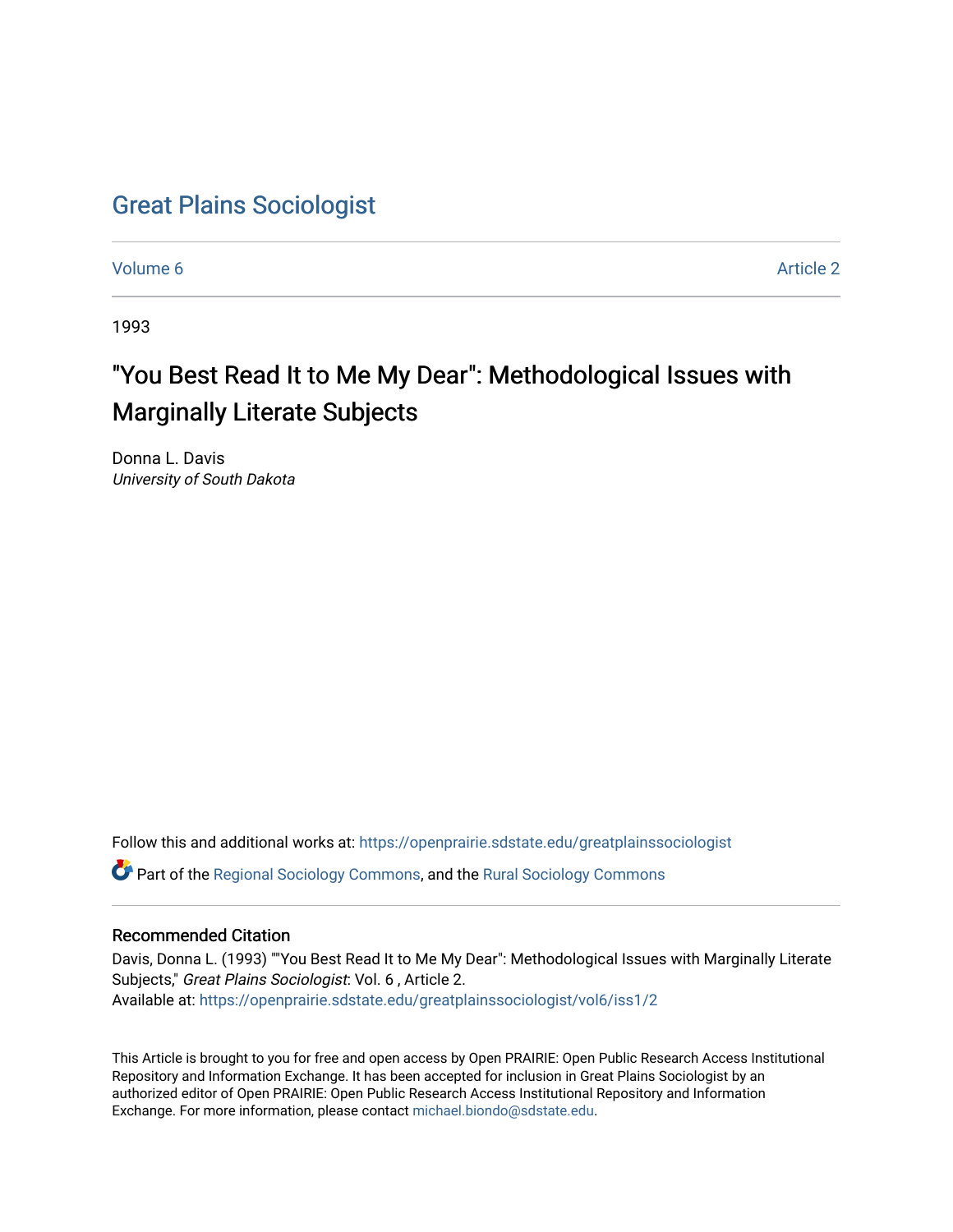# Great Plains Sociologist

Volume 6 Article 2

1993

## "You Best Read It to Me My Dear": Methodological Issues with Marginally Literate Subjects

Donna L. Davis
*University of South Dakota*

Follow this and additional works at: https://openprairie.sdstate.edu/greatplainssociologist

Part of the Regional Sociology Commons, and the Rural Sociology Commons

### Recommended Citation

Davis, Donna L. (1993) ""You Best Read It to Me My Dear": Methodological Issues with Marginally Literate Subjects," *Great Plains Sociologist*: Vol. 6 , Article 2.
Available at: https://openprairie.sdstate.edu/greatplainssociologist/vol6/iss1/2

This Article is brought to you for free and open access by Open PRAIRIE: Open Public Research Access Institutional Repository and Information Exchange. It has been accepted for inclusion in Great Plains Sociologist by an authorized editor of Open PRAIRIE: Open Public Research Access Institutional Repository and Information Exchange. For more information, please contact michael.biondo@sdstate.edu.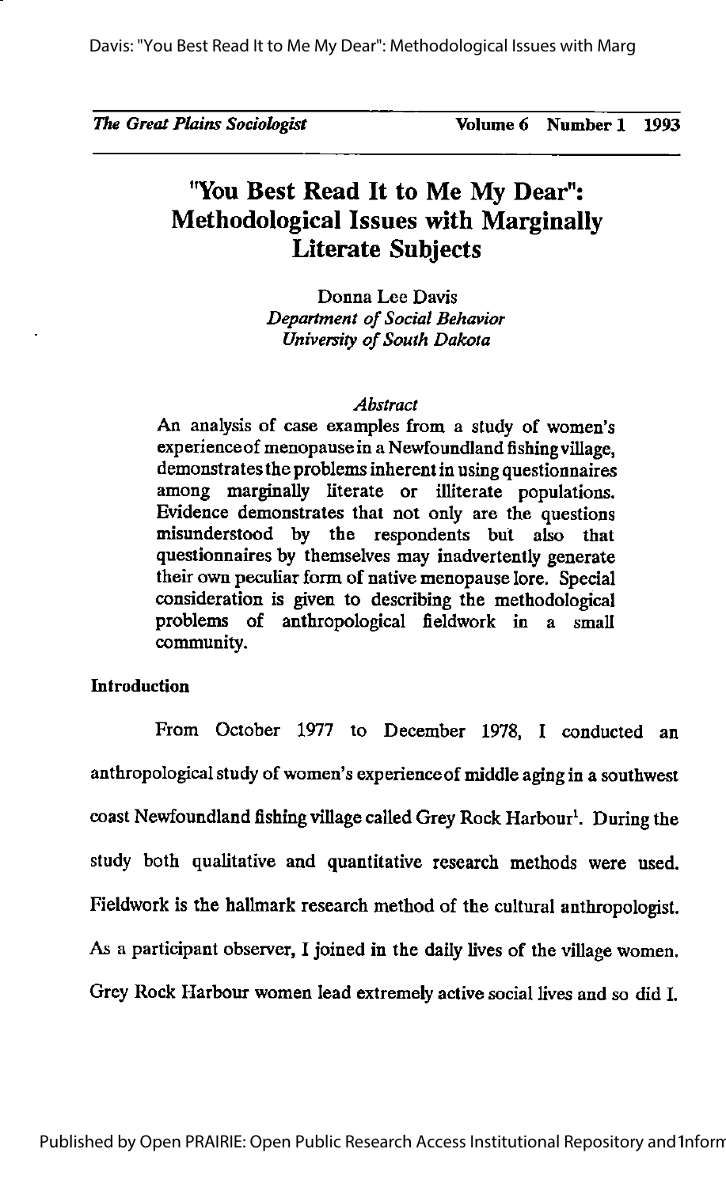# "You Best Read It to Me My Dear": Methodological Issues with Marginally Literate Subjects

Donna Lee Davis
*Department of Social Behavior*
*University of South Dakota*

*Abstract*

An analysis of case examples from a study of women's experience of menopause in a Newfoundland fishing village, demonstrates the problems inherent in using questionnaires among marginally literate or illiterate populations. Evidence demonstrates that not only are the questions misunderstood by the respondents but also that questionnaires by themselves may inadvertently generate their own peculiar form of native menopause lore. Special consideration is given to describing the methodological problems of anthropological fieldwork in a small community.

**Introduction**

From October 1977 to December 1978, I conducted an anthropological study of women's experience of middle aging in a southwest coast Newfoundland fishing village called Grey Rock Harbour[1]. During the study both qualitative and quantitative research methods were used. Fieldwork is the hallmark research method of the cultural anthropologist. As a participant observer, I joined in the daily lives of the village women. Grey Rock Harbour women lead extremely active social lives and so did I.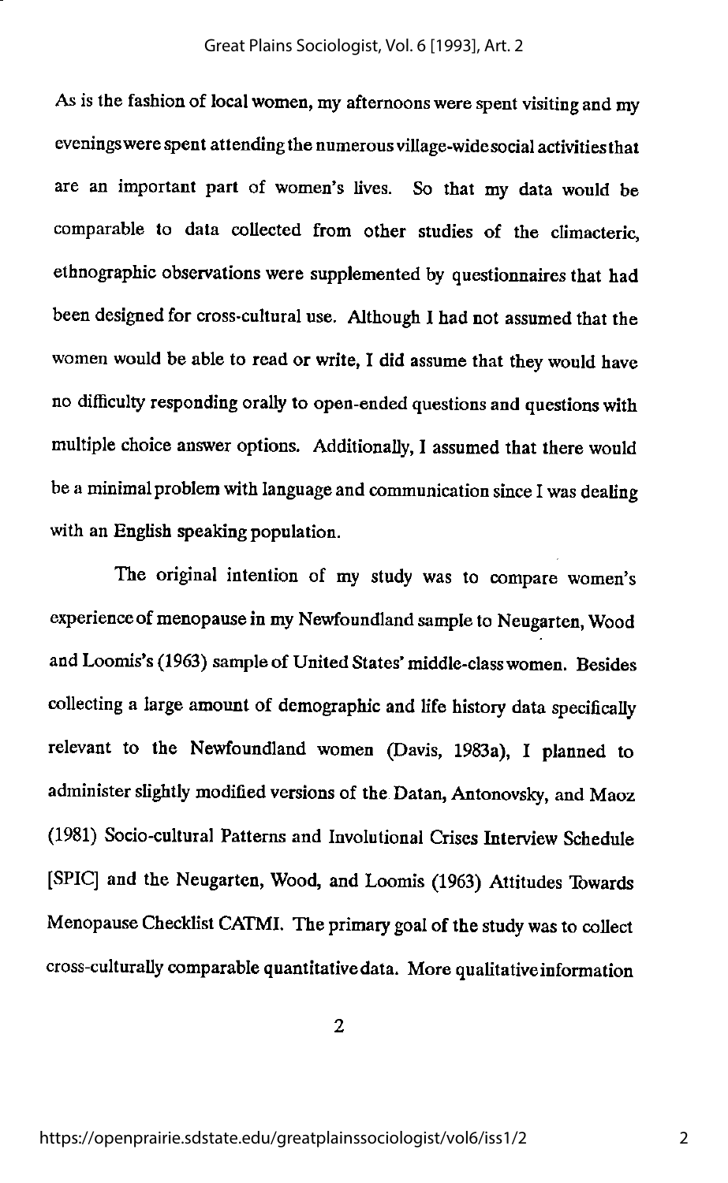As is the fashion of local women, my afternoons were spent visiting and my evenings were spent attending the numerous village-wide social activities that are an important part of women's lives. So that my data would be comparable to data collected from other studies of the climacteric, ethnographic observations were supplemented by questionnaires that had been designed for cross-cultural use. Although I had not assumed that the women would be able to read or write, I did assume that they would have no difficulty responding orally to open-ended questions and questions with multiple choice answer options. Additionally, I assumed that there would be a minimal problem with language and communication since I was dealing with an English speaking population.

The original intention of my study was to compare women's experience of menopause in my Newfoundland sample to Neugarten, Wood and Loomis's (1963) sample of United States' middle-class women. Besides collecting a large amount of demographic and life history data specifically relevant to the Newfoundland women (Davis, 1983a), I planned to administer slightly modified versions of the Datan, Antonovsky, and Maoz (1981) Socio-cultural Patterns and Involutional Crises Interview Schedule [SPIC] and the Neugarten, Wood, and Loomis (1963) Attitudes Towards Menopause Checklist CATMI. The primary goal of the study was to collect cross-culturally comparable quantitative data. More qualitative information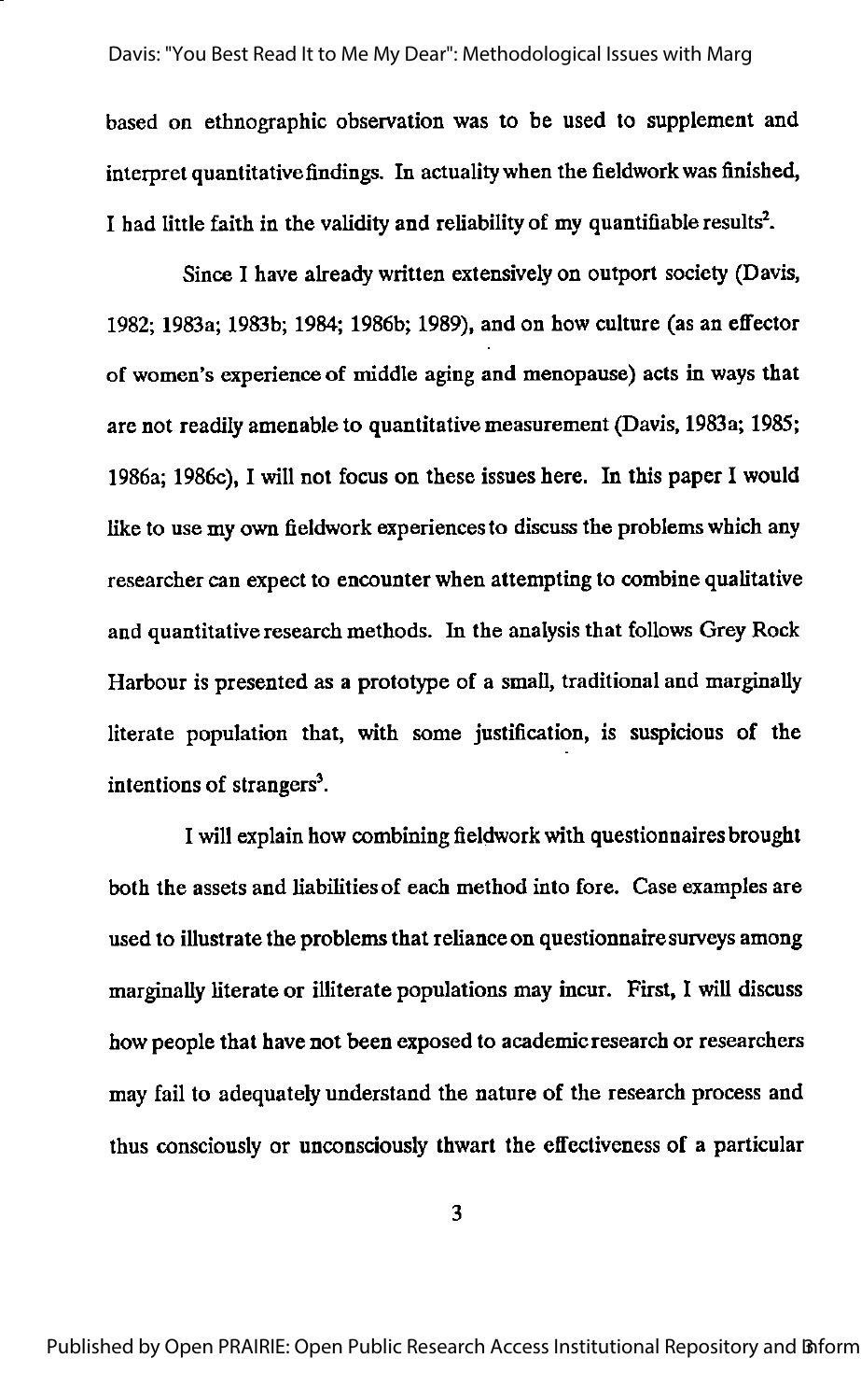based on ethnographic observation was to be used to supplement and interpret quantitative findings. In actuality when the fieldwork was finished, I had little faith in the validity and reliability of my quantifiable results[2].

Since I have already written extensively on outport society (Davis, 1982; 1983a; 1983b; 1984; 1986b; 1989), and on how culture (as an effector of women's experience of middle aging and menopause) acts in ways that are not readily amenable to quantitative measurement (Davis, 1983a; 1985; 1986a; 1986c), I will not focus on these issues here. In this paper I would like to use my own fieldwork experiences to discuss the problems which any researcher can expect to encounter when attempting to combine qualitative and quantitative research methods. In the analysis that follows Grey Rock Harbour is presented as a prototype of a small, traditional and marginally literate population that, with some justification, is suspicious of the intentions of strangers[3].

I will explain how combining fieldwork with questionnaires brought both the assets and liabilities of each method into fore. Case examples are used to illustrate the problems that reliance on questionnaire surveys among marginally literate or illiterate populations may incur. First, I will discuss how people that have not been exposed to academic research or researchers may fail to adequately understand the nature of the research process and thus consciously or unconsciously thwart the effectiveness of a particular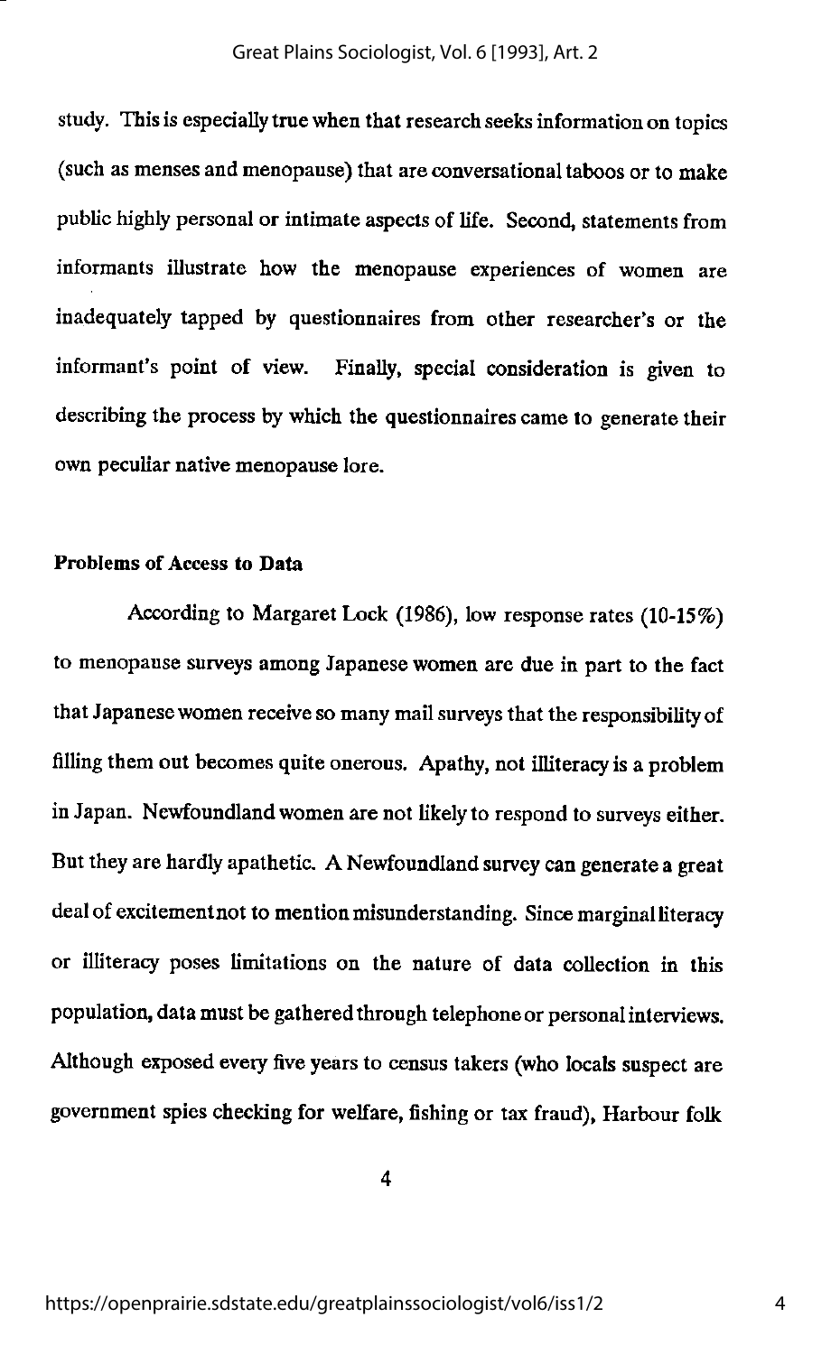study. This is especially true when that research seeks information on topics (such as menses and menopause) that are conversational taboos or to make public highly personal or intimate aspects of life. Second, statements from informants illustrate how the menopause experiences of women are inadequately tapped by questionnaires from other researcher's or the informant's point of view. Finally, special consideration is given to describing the process by which the questionnaires came to generate their own peculiar native menopause lore.

**Problems of Access to Data**

According to Margaret Lock (1986), low response rates (10-15%) to menopause surveys among Japanese women are due in part to the fact that Japanese women receive so many mail surveys that the responsibility of filling them out becomes quite onerous. Apathy, not illiteracy is a problem in Japan. Newfoundland women are not likely to respond to surveys either. But they are hardly apathetic. A Newfoundland survey can generate a great deal of excitementnot to mention misunderstanding. Since marginal literacy or illiteracy poses limitations on the nature of data collection in this population, data must be gathered through telephone or personal interviews. Although exposed every five years to census takers (who locals suspect are government spies checking for welfare, fishing or tax fraud), Harbour folk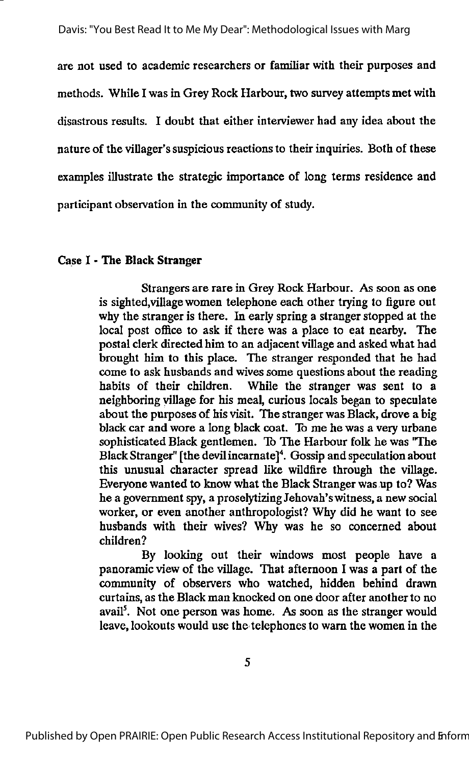are not used to academic researchers or familiar with their purposes and methods. While I was in Grey Rock Harbour, two survey attempts met with disastrous results. I doubt that either interviewer had any idea about the nature of the villager's suspicious reactions to their inquiries. Both of these examples illustrate the strategic importance of long terms residence and participant observation in the community of study.

### Case I - The Black Stranger

> Strangers are rare in Grey Rock Harbour. As soon as one is sighted,village women telephone each other trying to figure out why the stranger is there. In early spring a stranger stopped at the local post office to ask if there was a place to eat nearby. The postal clerk directed him to an adjacent village and asked what had brought him to this place. The stranger responded that he had come to ask husbands and wives some questions about the reading habits of their children. While the stranger was sent to a neighboring village for his meal, curious locals began to speculate about the purposes of his visit. The stranger was Black, drove a big black car and wore a long black coat. To me he was a very urbane sophisticated Black gentlemen. To The Harbour folk he was "The Black Stranger" [the devil incarnate][4]. Gossip and speculation about this unusual character spread like wildfire through the village. Everyone wanted to know what the Black Stranger was up to? Was he a government spy, a proselytizing Jehovah's witness, a new social worker, or even another anthropologist? Why did he want to see husbands with their wives? Why was he so concerned about children?
>
> By looking out their windows most people have a panoramic view of the village. That afternoon I was a part of the community of observers who watched, hidden behind drawn curtains, as the Black man knocked on one door after another to no avail[5]. Not one person was home. As soon as the stranger would leave, lookouts would use the telephones to warn the women in the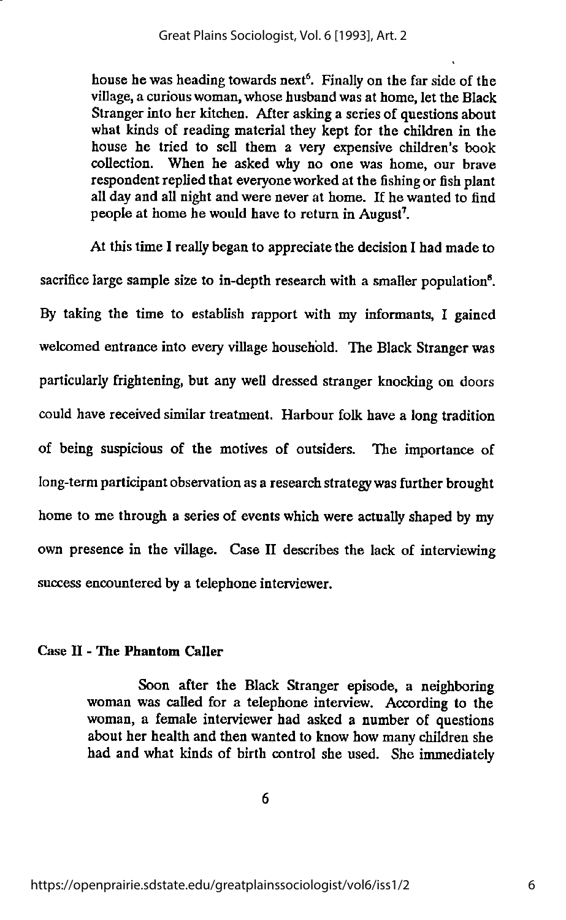> house he was heading towards next[6]. Finally on the far side of the village, a curious woman, whose husband was at home, let the Black Stranger into her kitchen. After asking a series of questions about what kinds of reading material they kept for the children in the house he tried to sell them a very expensive children's book collection. When he asked why no one was home, our brave respondent replied that everyone worked at the fishing or fish plant all day and all night and were never at home. If he wanted to find people at home he would have to return in August[7].

At this time I really began to appreciate the decision I had made to sacrifice large sample size to in-depth research with a smaller population[8]. By taking the time to establish rapport with my informants, I gained welcomed entrance into every village household. The Black Stranger was particularly frightening, but any well dressed stranger knocking on doors could have received similar treatment. Harbour folk have a long tradition of being suspicious of the motives of outsiders. The importance of long-term participant observation as a research strategy was further brought home to me through a series of events which were actually shaped by my own presence in the village. Case II describes the lack of interviewing success encountered by a telephone interviewer.

**Case II - The Phantom Caller**

> Soon after the Black Stranger episode, a neighboring woman was called for a telephone interview. According to the woman, a female interviewer had asked a number of questions about her health and then wanted to know how many children she had and what kinds of birth control she used. She immediately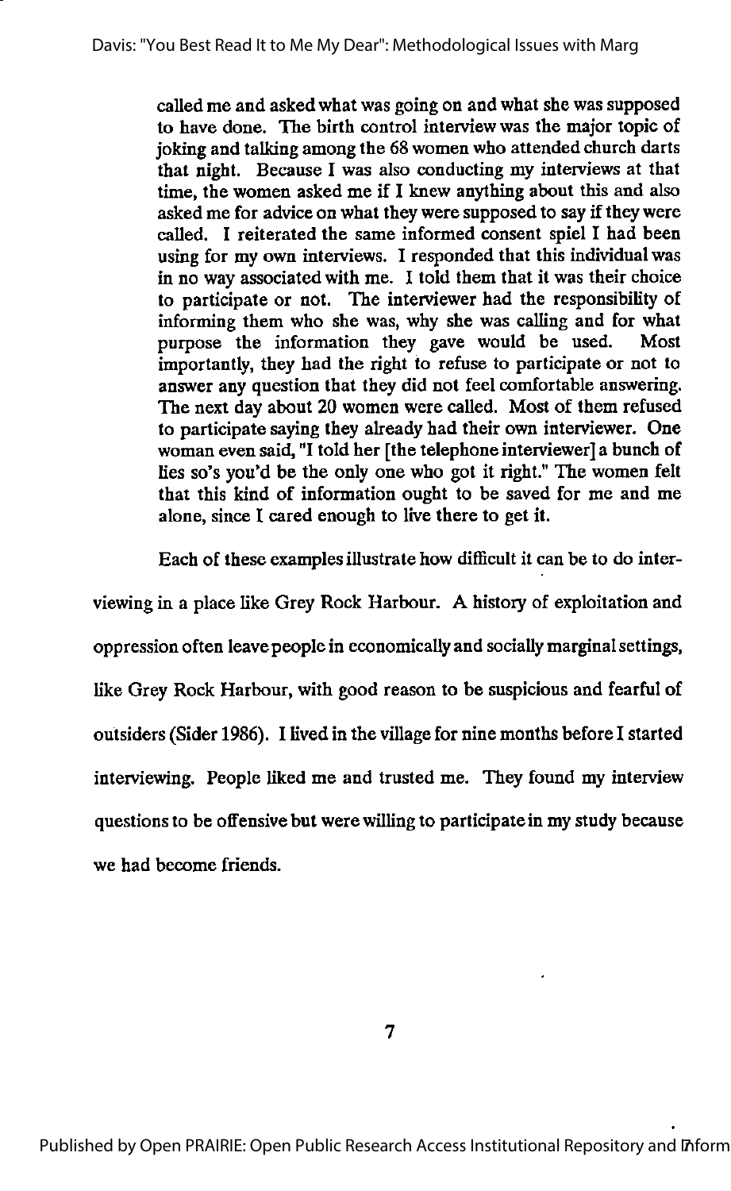called me and asked what was going on and what she was supposed to have done. The birth control interview was the major topic of joking and talking among the 68 women who attended church darts that night. Because I was also conducting my interviews at that time, the women asked me if I knew anything about this and also asked me for advice on what they were supposed to say if they were called. I reiterated the same informed consent spiel I had been using for my own interviews. I responded that this individual was in no way associated with me. I told them that it was their choice to participate or not. The interviewer had the responsibility of informing them who she was, why she was calling and for what purpose the information they gave would be used. Most importantly, they had the right to refuse to participate or not to answer any question that they did not feel comfortable answering. The next day about 20 women were called. Most of them refused to participate saying they already had their own interviewer. One woman even said, "I told her [the telephone interviewer] a bunch of lies so's you'd be the only one who got it right." The women felt that this kind of information ought to be saved for me and me alone, since I cared enough to live there to get it.

Each of these examples illustrate how difficult it can be to do interviewing in a place like Grey Rock Harbour. A history of exploitation and oppression often leave people in economically and socially marginal settings, like Grey Rock Harbour, with good reason to be suspicious and fearful of outsiders (Sider 1986). I lived in the village for nine months before I started interviewing. People liked me and trusted me. They found my interview questions to be offensive but were willing to participate in my study because we had become friends.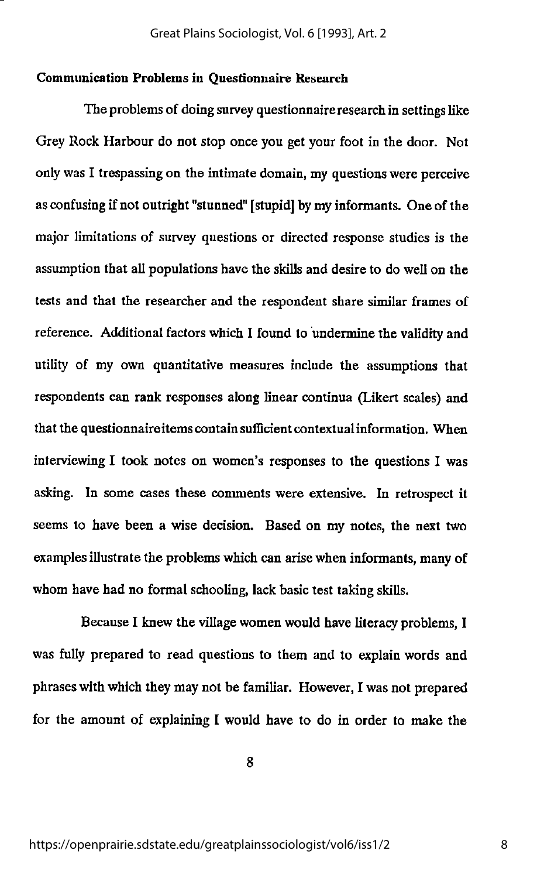**Communication Problems in Questionnaire Research**

The problems of doing survey questionnaire research in settings like Grey Rock Harbour do not stop once you get your foot in the door. Not only was I trespassing on the intimate domain, my questions were perceive as confusing if not outright "stunned" [stupid] by my informants. One of the major limitations of survey questions or directed response studies is the assumption that all populations have the skills and desire to do well on the tests and that the researcher and the respondent share similar frames of reference. Additional factors which I found to undermine the validity and utility of my own quantitative measures include the assumptions that respondents can rank responses along linear continua (Likert scales) and that the questionnaire items contain sufficient contextual information. When interviewing I took notes on women's responses to the questions I was asking. In some cases these comments were extensive. In retrospect it seems to have been a wise decision. Based on my notes, the next two examples illustrate the problems which can arise when informants, many of whom have had no formal schooling, lack basic test taking skills.

Because I knew the village women would have literacy problems, I was fully prepared to read questions to them and to explain words and phrases with which they may not be familiar. However, I was not prepared for the amount of explaining I would have to do in order to make the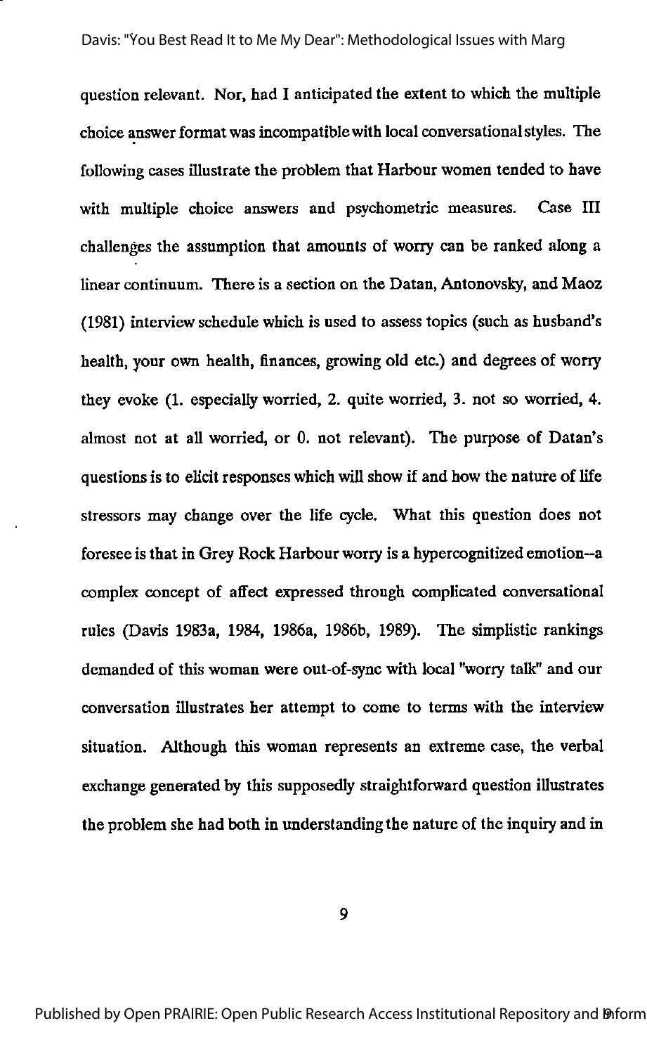question relevant. Nor, had I anticipated the extent to which the multiple choice answer format was incompatible with local conversational styles. The following cases illustrate the problem that Harbour women tended to have with multiple choice answers and psychometric measures. Case III challenges the assumption that amounts of worry can be ranked along a linear continuum. There is a section on the Datan, Antonovsky, and Maoz (1981) interview schedule which is used to assess topics (such as husband's health, your own health, finances, growing old etc.) and degrees of worry they evoke (1. especially worried, 2. quite worried, 3. not so worried, 4. almost not at all worried, or 0. not relevant). The purpose of Datan's questions is to elicit responses which will show if and how the nature of life stressors may change over the life cycle. What this question does not foresee is that in Grey Rock Harbour worry is a hypercognitized emotion--a complex concept of affect expressed through complicated conversational rules (Davis 1983a, 1984, 1986a, 1986b, 1989). The simplistic rankings demanded of this woman were out-of-sync with local "worry talk" and our conversation illustrates her attempt to come to terms with the interview situation. Although this woman represents an extreme case, the verbal exchange generated by this supposedly straightforward question illustrates the problem she had both in understanding the nature of the inquiry and in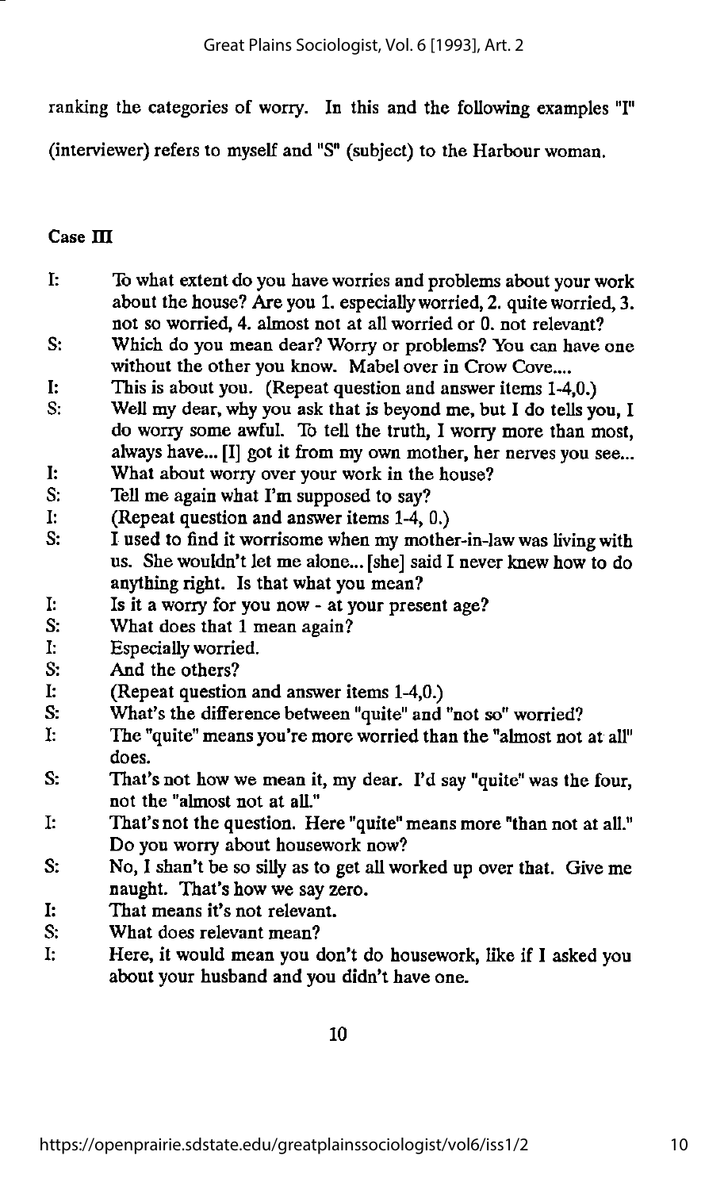ranking the categories of worry. In this and the following examples "I" (interviewer) refers to myself and "S" (subject) to the Harbour woman.

**Case III**

I: To what extent do you have worries and problems about your work about the house? Are you 1. especially worried, 2. quite worried, 3. not so worried, 4. almost not at all worried or 0. not relevant?

S: Which do you mean dear? Worry or problems? You can have one without the other you know. Mabel over in Crow Cove....

I: This is about you. (Repeat question and answer items 1-4,0.)

S: Well my dear, why you ask that is beyond me, but I do tells you, I do worry some awful. To tell the truth, I worry more than most, always have... [I] got it from my own mother, her nerves you see...

I: What about worry over your work in the house?

S: Tell me again what I'm supposed to say?

I: (Repeat question and answer items 1-4, 0.)

S: I used to find it worrisome when my mother-in-law was living with us. She wouldn't let me alone... [she] said I never knew how to do anything right. Is that what you mean?

I: Is it a worry for you now - at your present age?

S: What does that 1 mean again?

I: Especially worried.

S: And the others?

I: (Repeat question and answer items 1-4,0.)

S: What's the difference between "quite" and "not so" worried?

I: The "quite" means you're more worried than the "almost not at all" does.

S: That's not how we mean it, my dear. I'd say "quite" was the four, not the "almost not at all."

I: That's not the question. Here "quite" means more "than not at all." Do you worry about housework now?

S: No, I shan't be so silly as to get all worked up over that. Give me naught. That's how we say zero.

I: That means it's not relevant.

S: What does relevant mean?

I: Here, it would mean you don't do housework, like if I asked you about your husband and you didn't have one.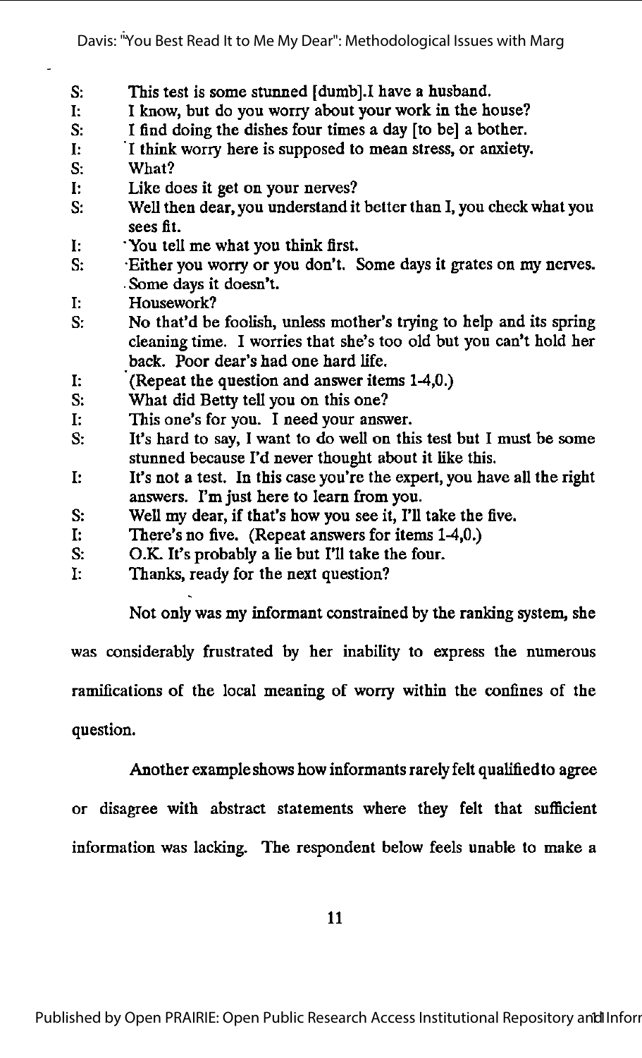S: This test is some stunned [dumb].I have a husband.

I: I know, but do you worry about your work in the house?

S: I find doing the dishes four times a day [to be] a bother.

I: I think worry here is supposed to mean stress, or anxiety.

S: What?

I: Like does it get on your nerves?

S: Well then dear, you understand it better than I, you check what you sees fit.

I: You tell me what you think first.

S: Either you worry or you don't. Some days it grates on my nerves. Some days it doesn't.

I: Housework?

S: No that'd be foolish, unless mother's trying to help and its spring cleaning time. I worries that she's too old but you can't hold her back. Poor dear's had one hard life.

I: (Repeat the question and answer items 1-4,0.)

S: What did Betty tell you on this one?

I: This one's for you. I need your answer.

S: It's hard to say, I want to do well on this test but I must be some stunned because I'd never thought about it like this.

I: It's not a test. In this case you're the expert, you have all the right answers. I'm just here to learn from you.

S: Well my dear, if that's how you see it, I'll take the five.

I: There's no five. (Repeat answers for items 1-4,0.)

S: O.K. It's probably a lie but I'll take the four.

I: Thanks, ready for the next question?

Not only was my informant constrained by the ranking system, she was considerably frustrated by her inability to express the numerous ramifications of the local meaning of worry within the confines of the question.

Another example shows how informants rarely felt qualified to agree or disagree with abstract statements where they felt that sufficient information was lacking. The respondent below feels unable to make a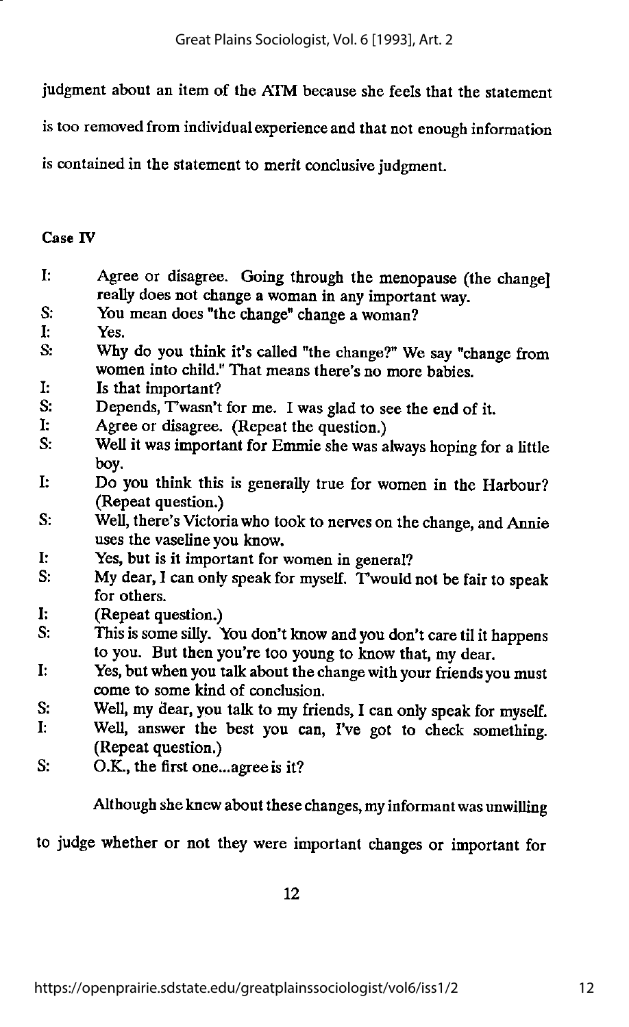judgment about an item of the ATM because she feels that the statement is too removed from individual experience and that not enough information is contained in the statement to merit conclusive judgment.

**Case IV**

I: Agree or disagree. Going through the menopause (the change] really does not change a woman in any important way.

S: You mean does "the change" change a woman?

I: Yes.

S: Why do you think it's called "the change?" We say "change from women into child." That means there's no more babies.

I: Is that important?

S: Depends, T'wasn't for me. I was glad to see the end of it.

I: Agree or disagree. (Repeat the question.)

S: Well it was important for Emmie she was always hoping for a little boy.

I: Do you think this is generally true for women in the Harbour? (Repeat question.)

S: Well, there's Victoria who took to nerves on the change, and Annie uses the vaseline you know.

I: Yes, but is it important for women in general?

S: My dear, I can only speak for myself. T'would not be fair to speak for others.

I: (Repeat question.)

S: This is some silly. You don't know and you don't care til it happens to you. But then you're too young to know that, my dear.

I: Yes, but when you talk about the change with your friends you must come to some kind of conclusion.

S: Well, my dear, you talk to my friends, I can only speak for myself.

I: Well, answer the best you can, I've got to check something. (Repeat question.)

S: O.K., the first one...agree is it?

Although she knew about these changes, my informant was unwilling to judge whether or not they were important changes or important for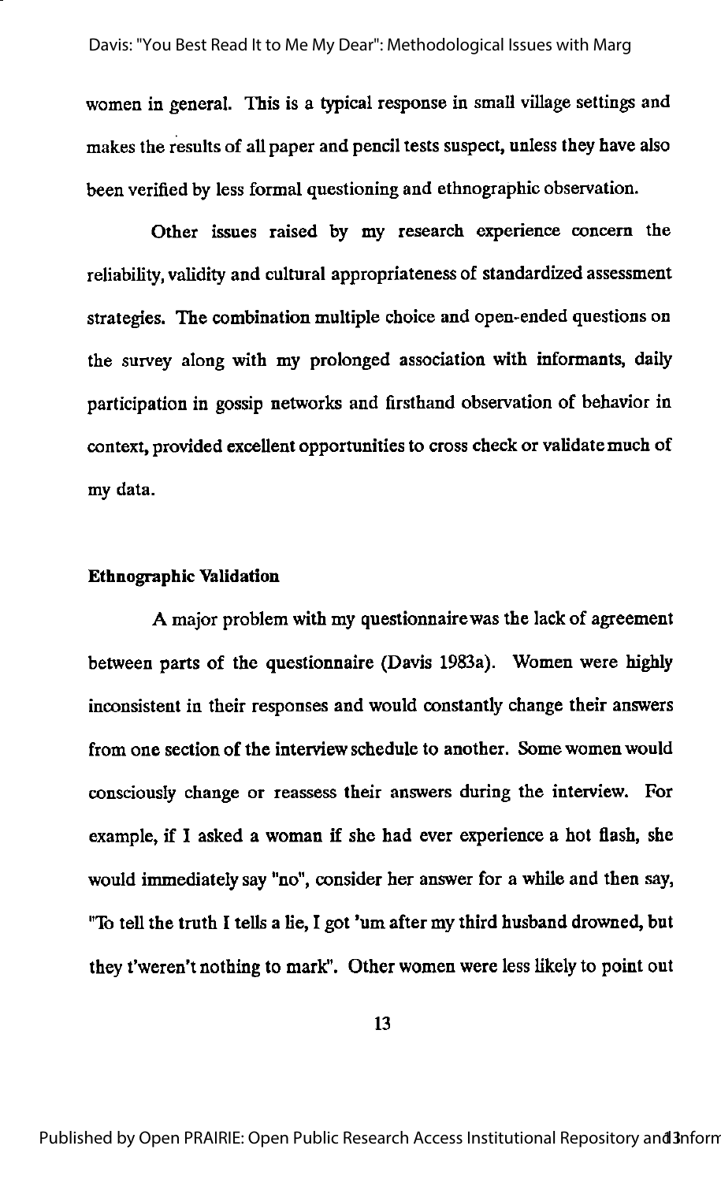women in general. This is a typical response in small village settings and makes the results of all paper and pencil tests suspect, unless they have also been verified by less formal questioning and ethnographic observation.

Other issues raised by my research experience concern the reliability, validity and cultural appropriateness of standardized assessment strategies. The combination multiple choice and open-ended questions on the survey along with my prolonged association with informants, daily participation in gossip networks and firsthand observation of behavior in context, provided excellent opportunities to cross check or validate much of my data.

**Ethnographic Validation**

A major problem with my questionnaire was the lack of agreement between parts of the questionnaire (Davis 1983a). Women were highly inconsistent in their responses and would constantly change their answers from one section of the interview schedule to another. Some women would consciously change or reassess their answers during the interview. For example, if I asked a woman if she had ever experience a hot flash, she would immediately say "no", consider her answer for a while and then say, "To tell the truth I tells a lie, I got 'um after my third husband drowned, but they t'weren't nothing to mark". Other women were less likely to point out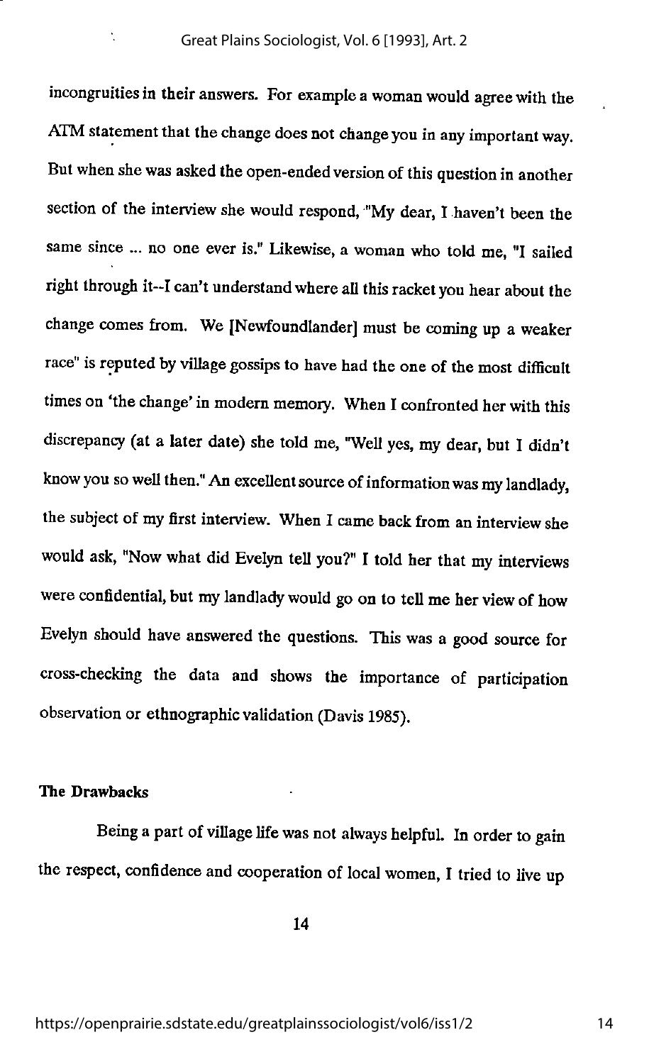incongruities in their answers. For example a woman would agree with the ATM statement that the change does not change you in any important way. But when she was asked the open-ended version of this question in another section of the interview she would respond, "My dear, I haven't been the same since ... no one ever is." Likewise, a woman who told me, "I sailed right through it--I can't understand where all this racket you hear about the change comes from. We [Newfoundlander] must be coming up a weaker race" is reputed by village gossips to have had the one of the most difficult times on 'the change' in modern memory. When I confronted her with this discrepancy (at a later date) she told me, "Well yes, my dear, but I didn't know you so well then." An excellent source of information was my landlady, the subject of my first interview. When I came back from an interview she would ask, "Now what did Evelyn tell you?" I told her that my interviews were confidential, but my landlady would go on to tell me her view of how Evelyn should have answered the questions. This was a good source for cross-checking the data and shows the importance of participation observation or ethnographic validation (Davis 1985).

### The Drawbacks

Being a part of village life was not always helpful. In order to gain the respect, confidence and cooperation of local women, I tried to live up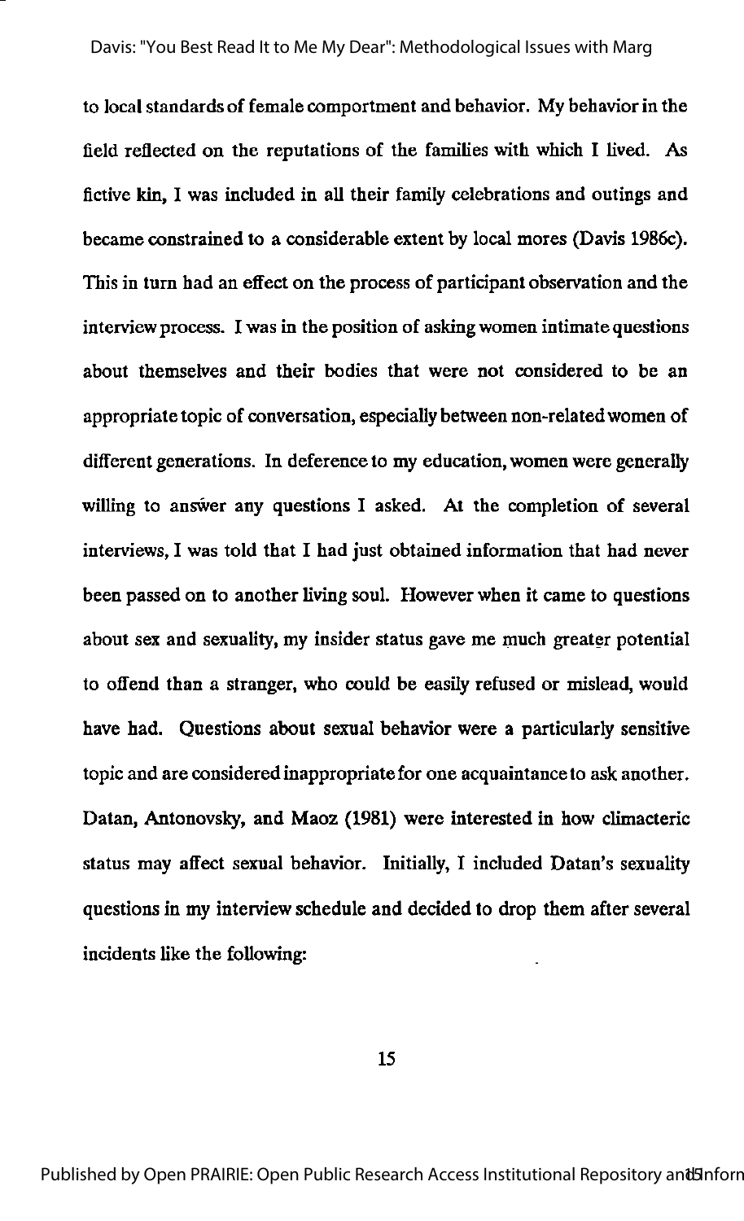to local standards of female comportment and behavior. My behavior in the field reflected on the reputations of the families with which I lived. As fictive kin, I was included in all their family celebrations and outings and became constrained to a considerable extent by local mores (Davis 1986c). This in turn had an effect on the process of participant observation and the interview process. I was in the position of asking women intimate questions about themselves and their bodies that were not considered to be an appropriate topic of conversation, especially between non-related women of different generations. In deference to my education, women were generally willing to answer any questions I asked. At the completion of several interviews, I was told that I had just obtained information that had never been passed on to another living soul. However when it came to questions about sex and sexuality, my insider status gave me much greater potential to offend than a stranger, who could be easily refused or mislead, would have had. Questions about sexual behavior were a particularly sensitive topic and are considered inappropriate for one acquaintance to ask another. Datan, Antonovsky, and Maoz (1981) were interested in how climacteric status may affect sexual behavior. Initially, I included Datan's sexuality questions in my interview schedule and decided to drop them after several incidents like the following: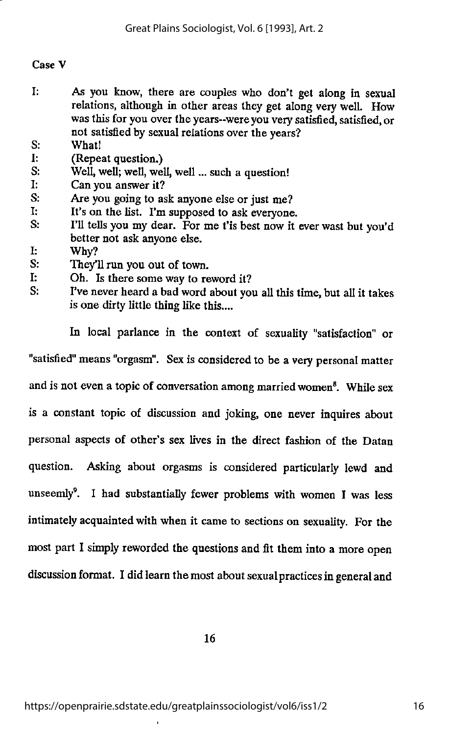**Case V**

I: As you know, there are couples who don't get along in sexual relations, although in other areas they get along very well. How was this for you over the years--were you very satisfied, satisfied, or not satisfied by sexual relations over the years?

S: What!

I: (Repeat question.)

S: Well, well; well, well, well ... such a question!

I: Can you answer it?

S: Are you going to ask anyone else or just me?

I: It's on the list. I'm supposed to ask everyone.

S: I'll tells you my dear. For me t'is best now it ever wast but you'd better not ask anyone else.

I: Why?

S: They'll run you out of town.

I: Oh. Is there some way to reword it?

S: I've never heard a bad word about you all this time, but all it takes is one dirty little thing like this....

In local parlance in the context of sexuality "satisfaction" or "satisfied" means "orgasm". Sex is considered to be a very personal matter and is not even a topic of conversation among married women[8]. While sex is a constant topic of discussion and joking, one never inquires about personal aspects of other's sex lives in the direct fashion of the Datan question. Asking about orgasms is considered particularly lewd and unseemly[9]. I had substantially fewer problems with women I was less intimately acquainted with when it came to sections on sexuality. For the most part I simply reworded the questions and fit them into a more open discussion format. I did learn the most about sexual practices in general and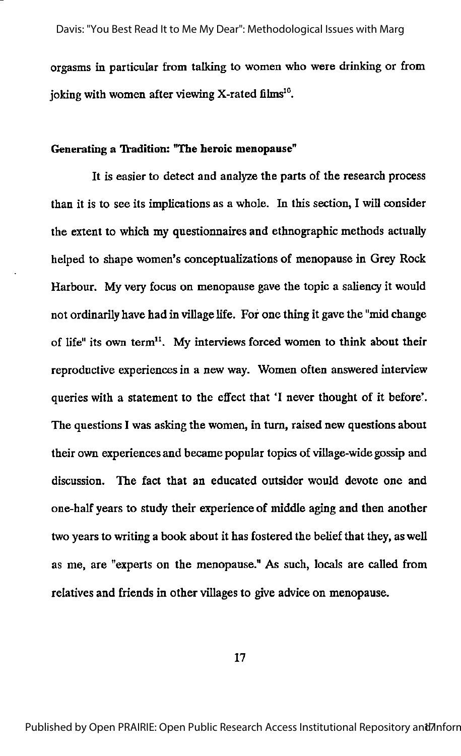orgasms in particular from talking to women who were drinking or from joking with women after viewing X-rated films[10].

### Generating a Tradition: "The heroic menopause"

It is easier to detect and analyze the parts of the research process than it is to see its implications as a whole. In this section, I will consider the extent to which my questionnaires and ethnographic methods actually helped to shape women's conceptualizations of menopause in Grey Rock Harbour. My very focus on menopause gave the topic a saliency it would not ordinarily have had in village life. For one thing it gave the "mid change of life" its own term[11]. My interviews forced women to think about their reproductive experiences in a new way. Women often answered interview queries with a statement to the effect that 'I never thought of it before'. The questions I was asking the women, in turn, raised new questions about their own experiences and became popular topics of village-wide gossip and discussion. The fact that an educated outsider would devote one and one-half years to study their experience of middle aging and then another two years to writing a book about it has fostered the belief that they, as well as me, are "experts on the menopause." As such, locals are called from relatives and friends in other villages to give advice on menopause.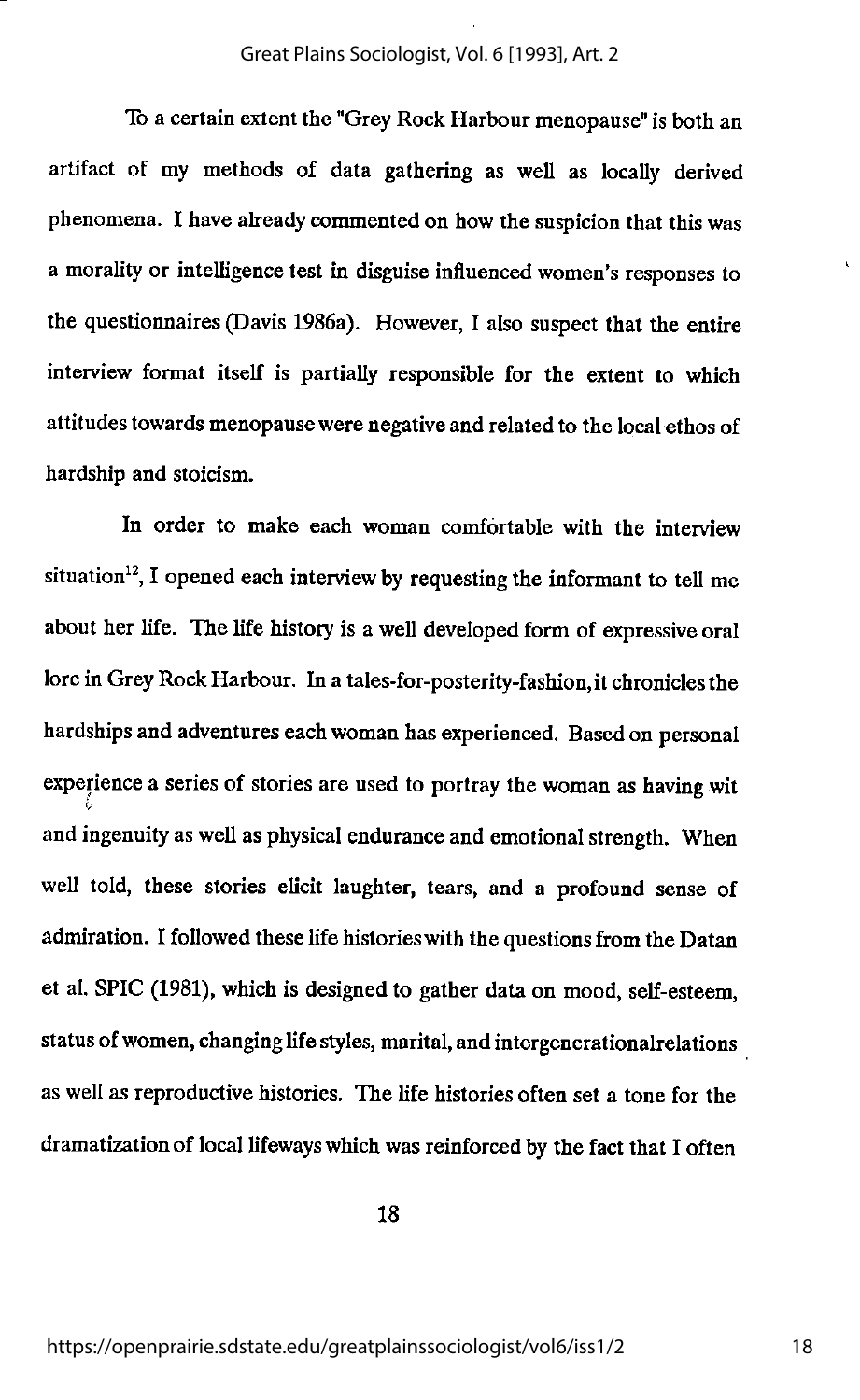To a certain extent the "Grey Rock Harbour menopause" is both an artifact of my methods of data gathering as well as locally derived phenomena. I have already commented on how the suspicion that this was a morality or intelligence test in disguise influenced women's responses to the questionnaires (Davis 1986a). However, I also suspect that the entire interview format itself is partially responsible for the extent to which attitudes towards menopause were negative and related to the local ethos of hardship and stoicism.

In order to make each woman comfortable with the interview situation[12], I opened each interview by requesting the informant to tell me about her life. The life history is a well developed form of expressive oral lore in Grey Rock Harbour. In a tales-for-posterity-fashion, it chronicles the hardships and adventures each woman has experienced. Based on personal experience a series of stories are used to portray the woman as having wit and ingenuity as well as physical endurance and emotional strength. When well told, these stories elicit laughter, tears, and a profound sense of admiration. I followed these life histories with the questions from the Datan et al. SPIC (1981), which is designed to gather data on mood, self-esteem, status of women, changing life styles, marital, and intergenerationalrelations as well as reproductive histories. The life histories often set a tone for the dramatization of local lifeways which was reinforced by the fact that I often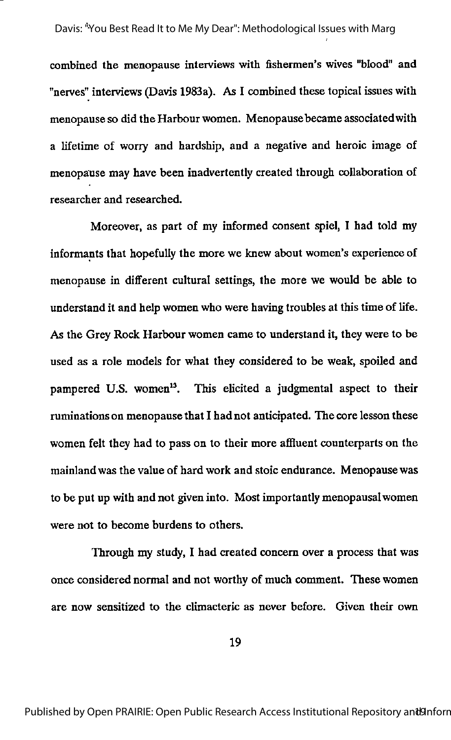combined the menopause interviews with fishermen's wives "blood" and "nerves" interviews (Davis 1983a). As I combined these topical issues with menopause so did the Harbour women. Menopause became associated with a lifetime of worry and hardship, and a negative and heroic image of menopause may have been inadvertently created through collaboration of researcher and researched.

Moreover, as part of my informed consent spiel, I had told my informants that hopefully the more we knew about women's experience of menopause in different cultural settings, the more we would be able to understand it and help women who were having troubles at this time of life. As the Grey Rock Harbour women came to understand it, they were to be used as a role models for what they considered to be weak, spoiled and pampered U.S. women[13]. This elicited a judgmental aspect to their ruminations on menopause that I had not anticipated. The core lesson these women felt they had to pass on to their more affluent counterparts on the mainland was the value of hard work and stoic endurance. Menopause was to be put up with and not given into. Most importantly menopausal women were not to become burdens to others.

Through my study, I had created concern over a process that was once considered normal and not worthy of much comment. These women are now sensitized to the climacteric as never before. Given their own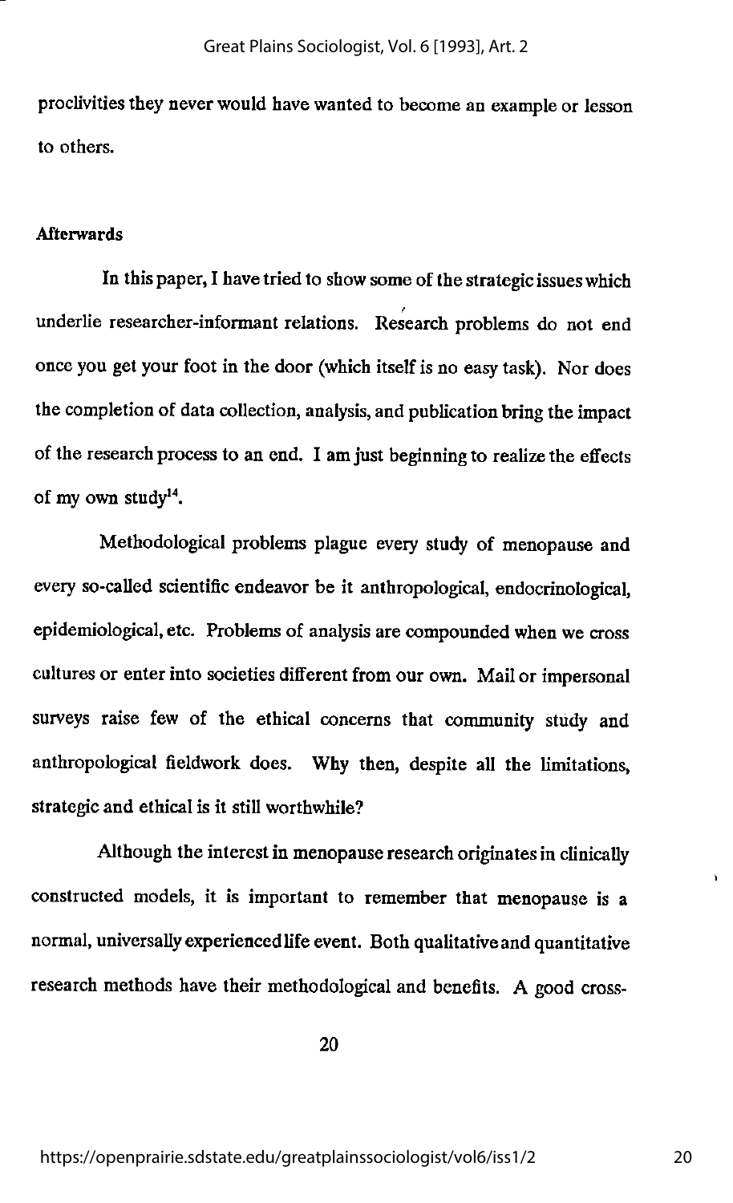proclivities they never would have wanted to become an example or lesson to others.

**Afterwards**

In this paper, I have tried to show some of the strategic issues which underlie researcher-informant relations. Research problems do not end once you get your foot in the door (which itself is no easy task). Nor does the completion of data collection, analysis, and publication bring the impact of the research process to an end. I am just beginning to realize the effects of my own study[14].

Methodological problems plague every study of menopause and every so-called scientific endeavor be it anthropological, endocrinological, epidemiological, etc. Problems of analysis are compounded when we cross cultures or enter into societies different from our own. Mail or impersonal surveys raise few of the ethical concerns that community study and anthropological fieldwork does. Why then, despite all the limitations, strategic and ethical is it still worthwhile?

Although the interest in menopause research originates in clinically constructed models, it is important to remember that menopause is a normal, universally experienced life event. Both qualitative and quantitative research methods have their methodological and benefits. A good cross-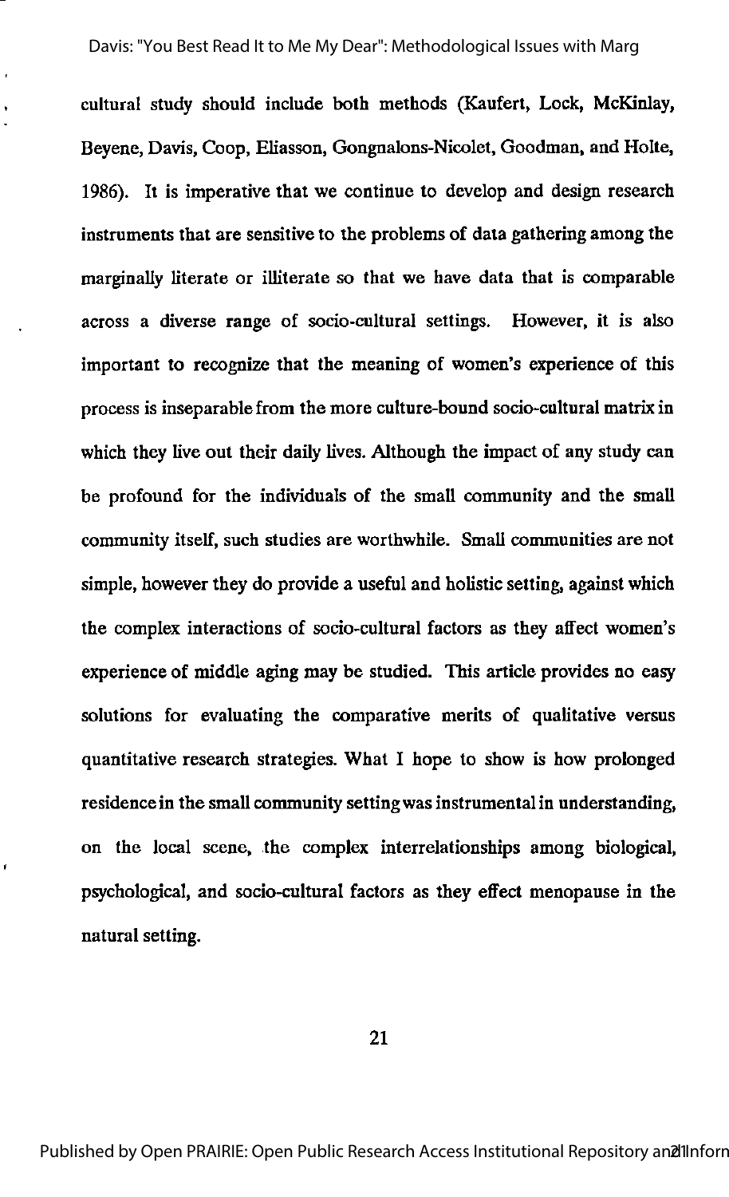cultural study should include both methods (Kaufert, Lock, McKinlay, Beyene, Davis, Coop, Eliasson, Gongnalons-Nicolet, Goodman, and Holte, 1986). It is imperative that we continue to develop and design research instruments that are sensitive to the problems of data gathering among the marginally literate or illiterate so that we have data that is comparable across a diverse range of socio-cultural settings. However, it is also important to recognize that the meaning of women's experience of this process is inseparable from the more culture-bound socio-cultural matrix in which they live out their daily lives. Although the impact of any study can be profound for the individuals of the small community and the small community itself, such studies are worthwhile. Small communities are not simple, however they do provide a useful and holistic setting, against which the complex interactions of socio-cultural factors as they affect women's experience of middle aging may be studied. This article provides no easy solutions for evaluating the comparative merits of qualitative versus quantitative research strategies. What I hope to show is how prolonged residence in the small community setting was instrumental in understanding, on the local scene, the complex interrelationships among biological, psychological, and socio-cultural factors as they effect menopause in the natural setting.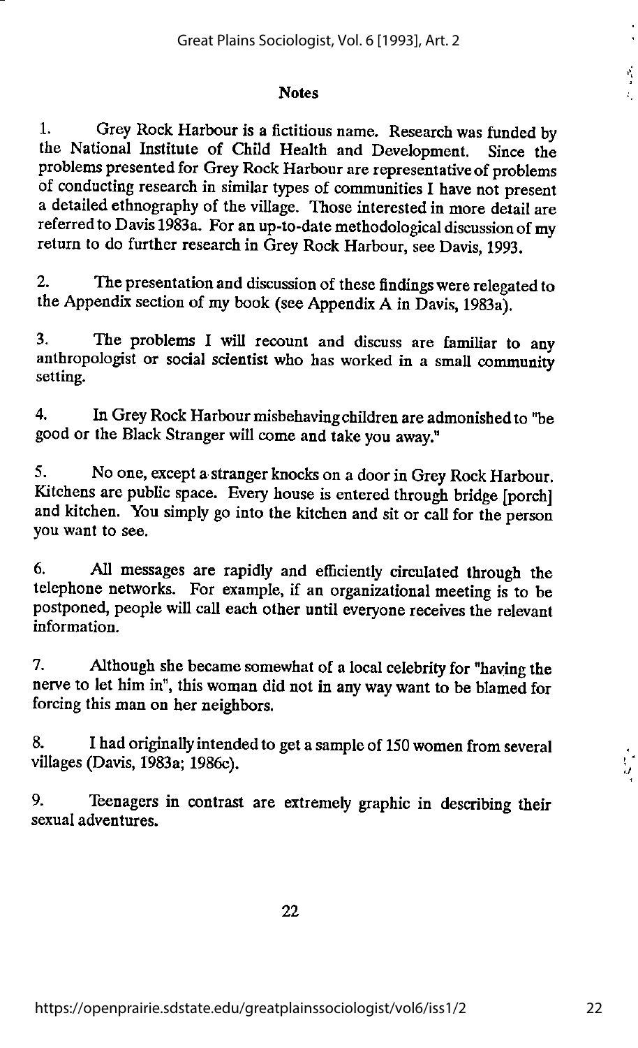## Notes

1. Grey Rock Harbour is a fictitious name. Research was funded by the National Institute of Child Health and Development. Since the problems presented for Grey Rock Harbour are representative of problems of conducting research in similar types of communities I have not present a detailed ethnography of the village. Those interested in more detail are referred to Davis 1983a. For an up-to-date methodological discussion of my return to do further research in Grey Rock Harbour, see Davis, 1993.

2. The presentation and discussion of these findings were relegated to the Appendix section of my book (see Appendix A in Davis, 1983a).

3. The problems I will recount and discuss are familiar to any anthropologist or social scientist who has worked in a small community setting.

4. In Grey Rock Harbour misbehaving children are admonished to "be good or the Black Stranger will come and take you away."

5. No one, except a stranger knocks on a door in Grey Rock Harbour. Kitchens are public space. Every house is entered through bridge [porch] and kitchen. You simply go into the kitchen and sit or call for the person you want to see.

6. All messages are rapidly and efficiently circulated through the telephone networks. For example, if an organizational meeting is to be postponed, people will call each other until everyone receives the relevant information.

7. Although she became somewhat of a local celebrity for "having the nerve to let him in", this woman did not in any way want to be blamed for forcing this man on her neighbors.

8. I had originally intended to get a sample of 150 women from several villages (Davis, 1983a; 1986c).

9. Teenagers in contrast are extremely graphic in describing their sexual adventures.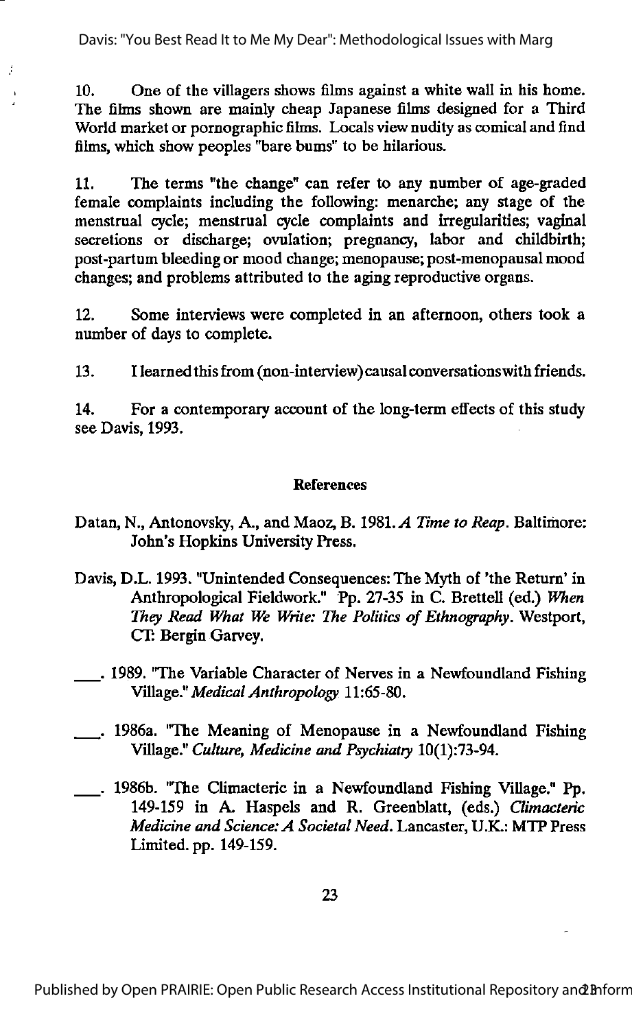10. One of the villagers shows films against a white wall in his home. The films shown are mainly cheap Japanese films designed for a Third World market or pornographic films. Locals view nudity as comical and find films, which show peoples "bare bums" to be hilarious.

11. The terms "the change" can refer to any number of age-graded female complaints including the following: menarche; any stage of the menstrual cycle; menstrual cycle complaints and irregularities; vaginal secretions or discharge; ovulation; pregnancy, labor and childbirth; post-partum bleeding or mood change; menopause; post-menopausal mood changes; and problems attributed to the aging reproductive organs.

12. Some interviews were completed in an afternoon, others took a number of days to complete.

13. I learned this from (non-interview) causal conversations with friends.

14. For a contemporary account of the long-term effects of this study see Davis, 1993.

## References

Datan, N., Antonovsky, A., and Maoz, B. 1981. *A Time to Reap*. Baltimore: John's Hopkins University Press.

Davis, D.L. 1993. "Unintended Consequences: The Myth of 'the Return' in Anthropological Fieldwork." Pp. 27-35 in C. Brettell (ed.) *When They Read What We Write: The Politics of Ethnography*. Westport, CT: Bergin Garvey.

___. 1989. "The Variable Character of Nerves in a Newfoundland Fishing Village." *Medical Anthropology* 11:65-80.

___. 1986a. "The Meaning of Menopause in a Newfoundland Fishing Village." *Culture, Medicine and Psychiatry* 10(1):73-94.

___. 1986b. "The Climacteric in a Newfoundland Fishing Village." Pp. 149-159 in A. Haspels and R. Greenblatt, (eds.) *Climacteric Medicine and Science: A Societal Need*. Lancaster, U.K.: MTP Press Limited. pp. 149-159.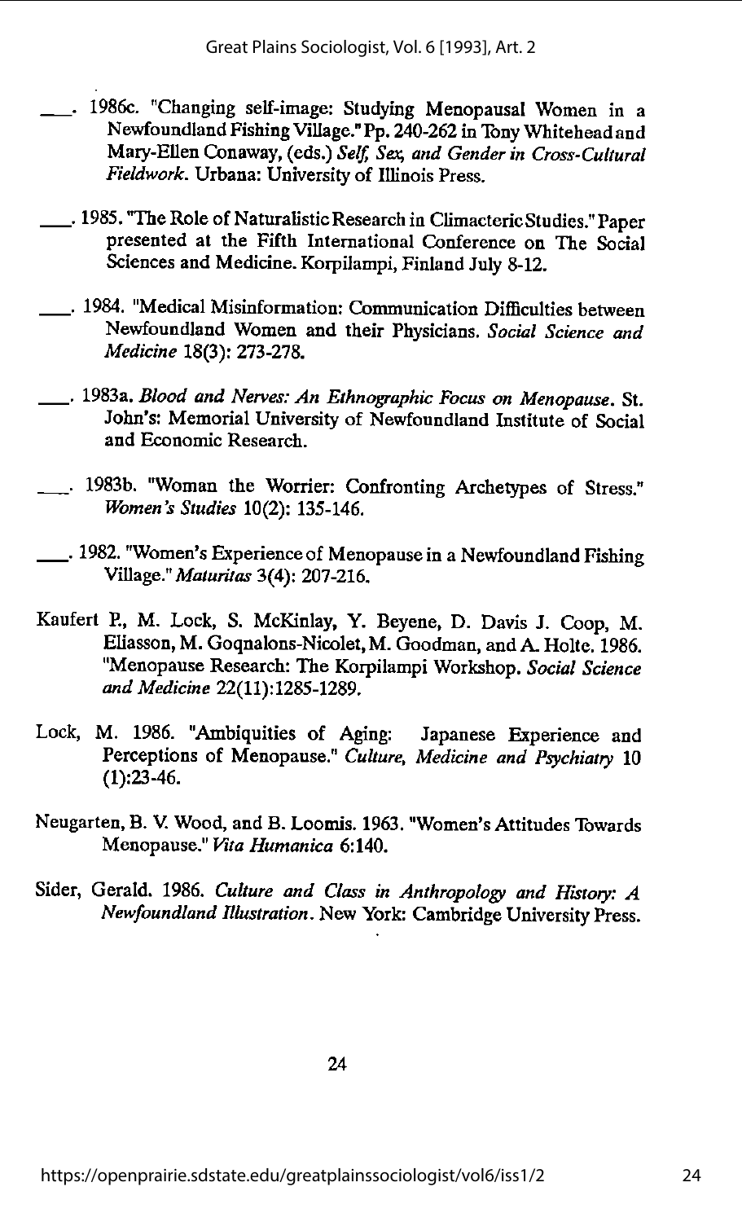___. 1986c. "Changing self-image: Studying Menopausal Women in a Newfoundland Fishing Village." Pp. 240-262 in Tony Whitehead and Mary-Ellen Conaway, (eds.) *Self, Sex, and Gender in Cross-Cultural Fieldwork*. Urbana: University of Illinois Press.

___. 1985. "The Role of Naturalistic Research in Climacteric Studies." Paper presented at the Fifth International Conference on The Social Sciences and Medicine. Korpilampi, Finland July 8-12.

___. 1984. "Medical Misinformation: Communication Difficulties between Newfoundland Women and their Physicians. *Social Science and Medicine* 18(3): 273-278.

___. 1983a. *Blood and Nerves: An Ethnographic Focus on Menopause*. St. John's: Memorial University of Newfoundland Institute of Social and Economic Research.

___. 1983b. "Woman the Worrier: Confronting Archetypes of Stress." *Women's Studies* 10(2): 135-146.

___. 1982. "Women's Experience of Menopause in a Newfoundland Fishing Village." *Maturitas* 3(4): 207-216.

Kaufert P., M. Lock, S. McKinlay, Y. Beyene, D. Davis J. Coop, M. Eliasson, M. Goqnalons-Nicolet, M. Goodman, and A. Holte. 1986. "Menopause Research: The Korpilampi Workshop. *Social Science and Medicine* 22(11):1285-1289.

Lock, M. 1986. "Ambiquities of Aging: Japanese Experience and Perceptions of Menopause." *Culture, Medicine and Psychiatry* 10 (1):23-46.

Neugarten, B. V. Wood, and B. Loomis. 1963. "Women's Attitudes Towards Menopause." *Vita Humanica* 6:140.

Sider, Gerald. 1986. *Culture and Class in Anthropology and History: A Newfoundland Illustration*. New York: Cambridge University Press.